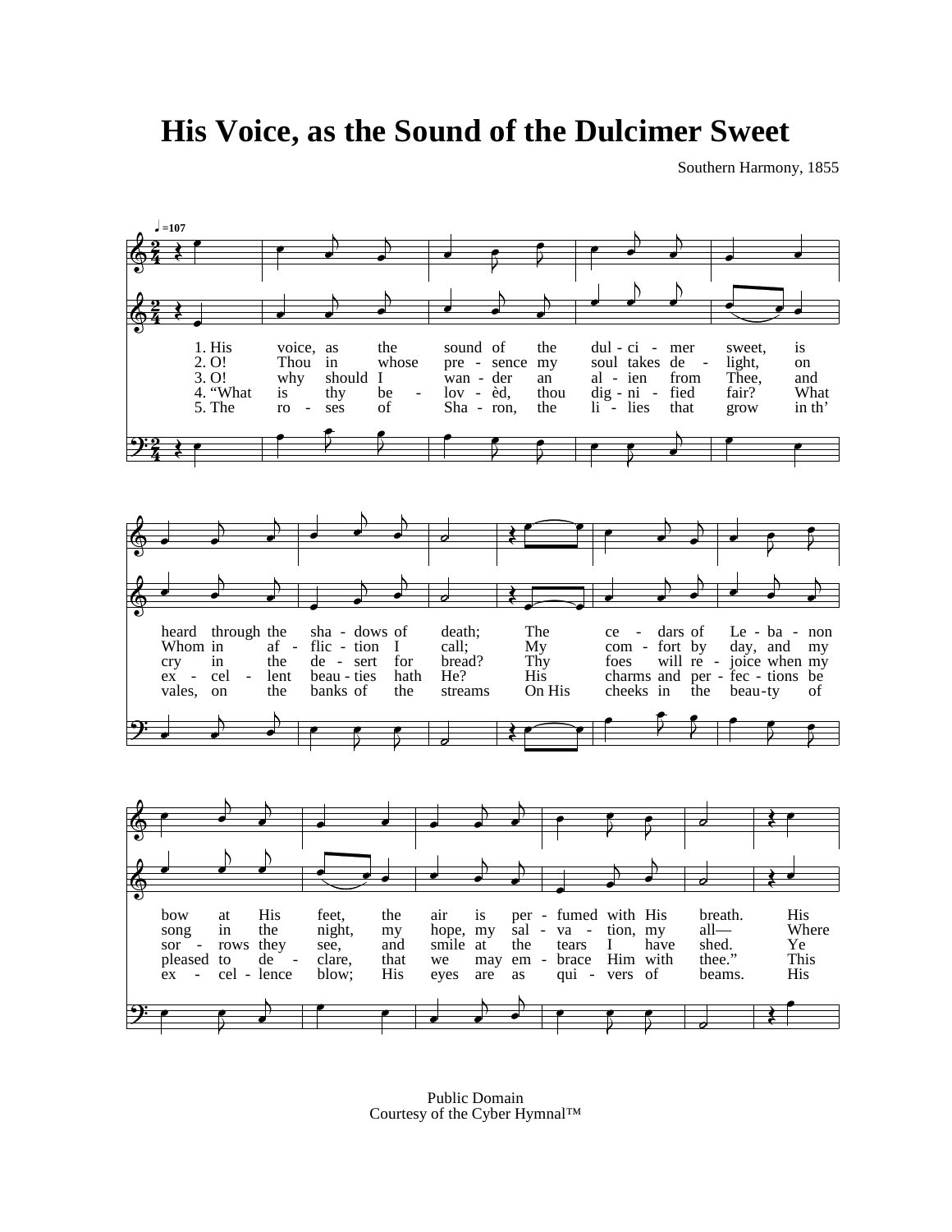# His Voice, as the Sound of the Dulcimer Sweet

Southern Harmony, 1855

♩=107

1. His voice, as the sound of the dul - ci - mer sweet, is heard through the sha - dows of death; The ce - dars of Le - ba - non bow at His feet, the air is per - fumed with His breath. His

2. O! Thou in whose pre - sence my soul takes de - light, on Whom in af - flic - tion I call; My com - fort by day, and my song in the night, my hope, my sal - va - tion, my all— Where

3. O! why should I wan - der an al - ien from Thee, and cry in the de - sert for bread? Thy foes will re - joice when my sor - rows they see, and smile at the tears I have shed. Ye

4. "What is thy be - lov - èd, thou dig - ni - fied fair? What ex - cel - lent beau - ties hath He? His charms and per - fec - tions be pleased to de - clare, that we may em - brace Him with thee." This

5. The ro - ses of Sha - ron, the li - lies that grow in th' vales, on the banks of the streams On His cheeks in the beau - ty of ex - cel - lence blow; His eyes are as qui - vers of beams. His

Public Domain
Courtesy of the Cyber Hymnal™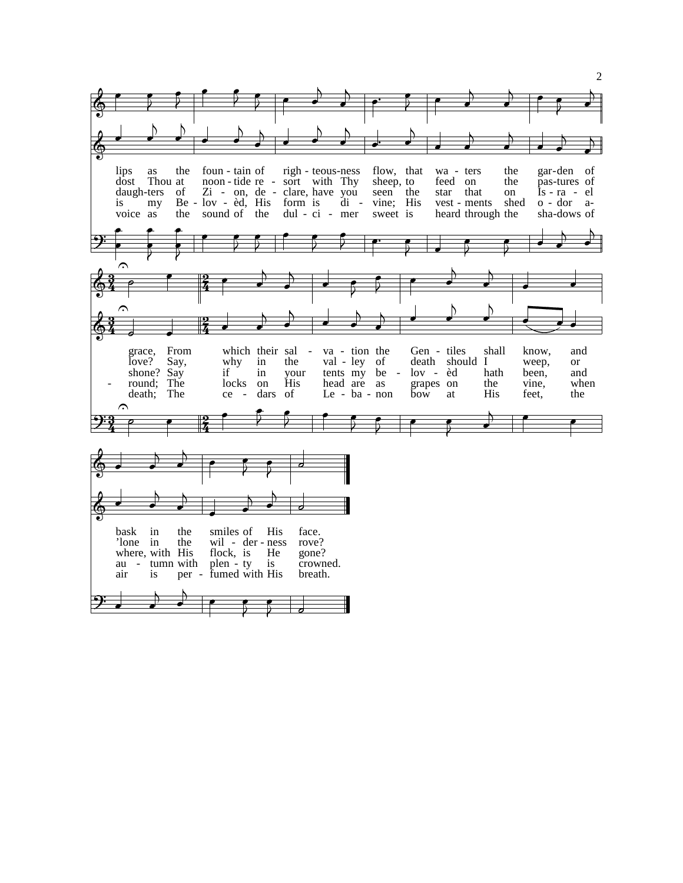lips as the foun - tain of righ - teous-ness flow, that wa - ters the gar-den of
dost Thou at noon - tide re - sort with Thy sheep, to feed on the pas-tures of
daugh-ters of Zi - on, de - clare, have you seen the star that on Is - ra - el
is my Be - lov - èd, His form is di - vine; His vest - ments shed o - dor a-
voice as the sound of the dul - ci - mer sweet is heard through the sha-dows of

grace, From which their sal - va - tion the Gen - tiles shall know, and
love? Say, why in the val - ley of death should I weep, or
shone? Say if in your tents my be - lov - èd hath been, and
- round; The locks on His head are as grapes on the vine, when
death; The ce - dars of Le - ba - non bow at His feet, the

bask in the smiles of His face.
’lone in the wil - der - ness rove?
where, with His flock, is He gone?
au - tumn with plen - ty is crowned.
air is per - fumed with His breath.